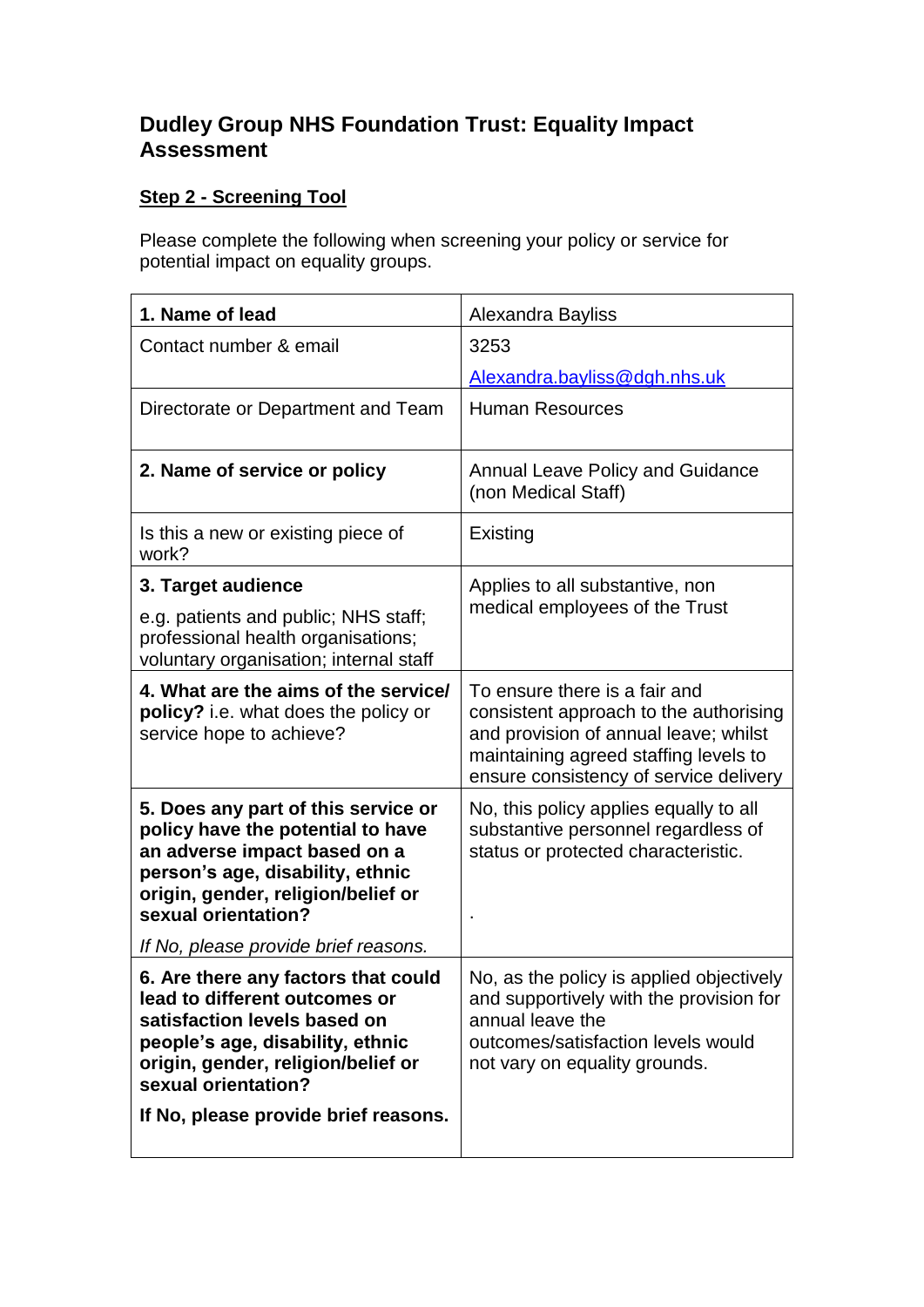# Dudley Group NHS Foundation Trust: Equality Impact Assessment

## Step 2 - Screening Tool

Please complete the following when screening your policy or service for potential impact on equality groups.

| **1. Name of lead** | Alexandra Bayliss |
|---|---|
| Contact number & email | 3253<br>Alexandra.bayliss@dgh.nhs.uk |
| Directorate or Department and Team | Human Resources |
| **2. Name of service or policy** | Annual Leave Policy and Guidance (non Medical Staff) |
| Is this a new or existing piece of work? | Existing |
| **3. Target audience**<br>e.g. patients and public; NHS staff; professional health organisations; voluntary organisation; internal staff | Applies to all substantive, non medical employees of the Trust |
| **4. What are the aims of the service/ policy?** i.e. what does the policy or service hope to achieve? | To ensure there is a fair and consistent approach to the authorising and provision of annual leave; whilst maintaining agreed staffing levels to ensure consistency of service delivery |
| **5. Does any part of this service or policy have the potential to have an adverse impact based on a person's age, disability, ethnic origin, gender, religion/belief or sexual orientation?**<br>*If No, please provide brief reasons.* | No, this policy applies equally to all substantive personnel regardless of status or protected characteristic.<br>. |
| **6. Are there any factors that could lead to different outcomes or satisfaction levels based on people's age, disability, ethnic origin, gender, religion/belief or sexual orientation?**<br>**If No, please provide brief reasons.** | No, as the policy is applied objectively and supportively with the provision for annual leave the outcomes/satisfaction levels would not vary on equality grounds. |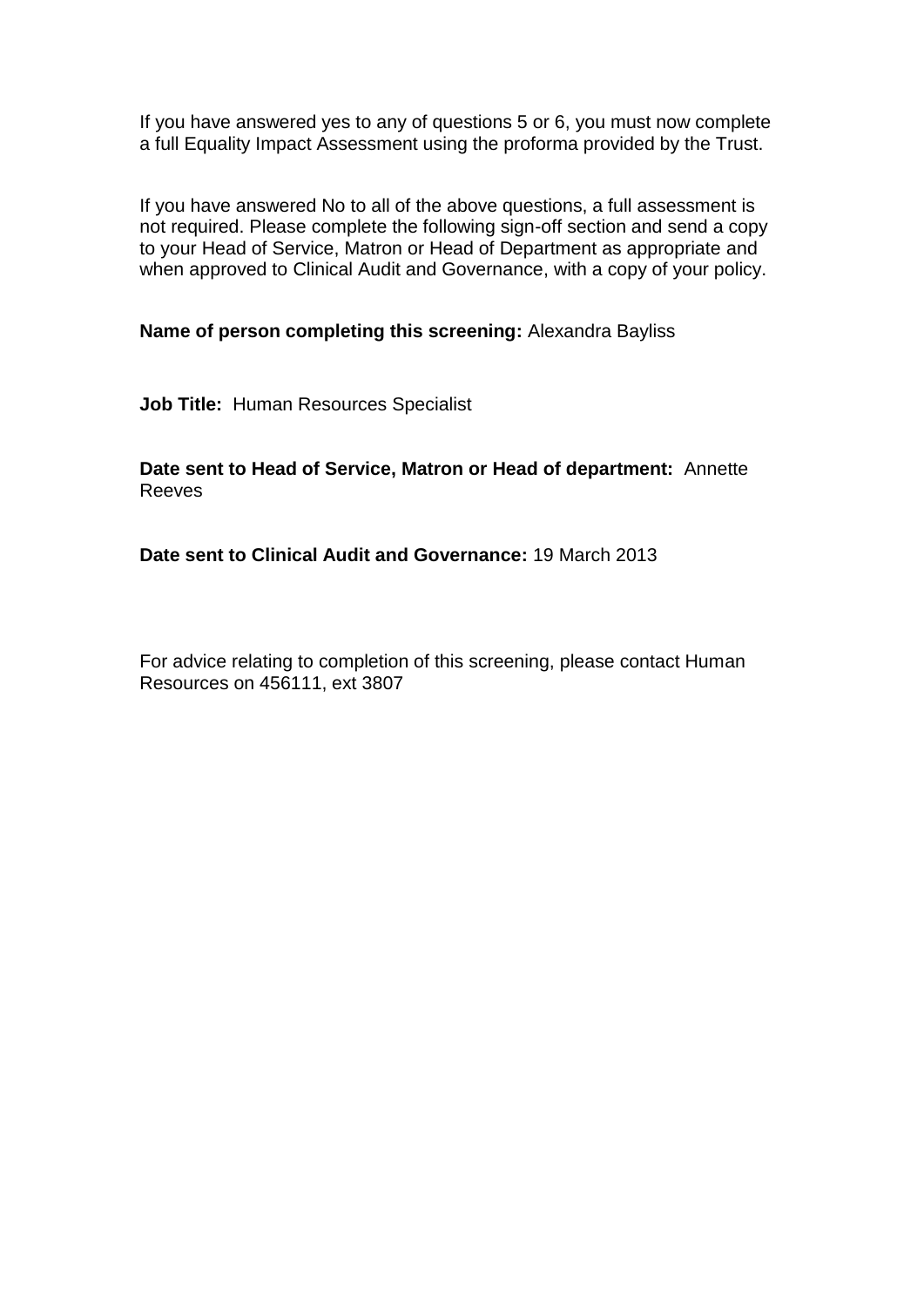If you have answered yes to any of questions 5 or 6, you must now complete a full Equality Impact Assessment using the proforma provided by the Trust.

If you have answered No to all of the above questions, a full assessment is not required. Please complete the following sign-off section and send a copy to your Head of Service, Matron or Head of Department as appropriate and when approved to Clinical Audit and Governance, with a copy of your policy.

**Name of person completing this screening:** Alexandra Bayliss

**Job Title:** Human Resources Specialist

**Date sent to Head of Service, Matron or Head of department:** Annette Reeves

**Date sent to Clinical Audit and Governance:** 19 March 2013

For advice relating to completion of this screening, please contact Human Resources on 456111, ext 3807